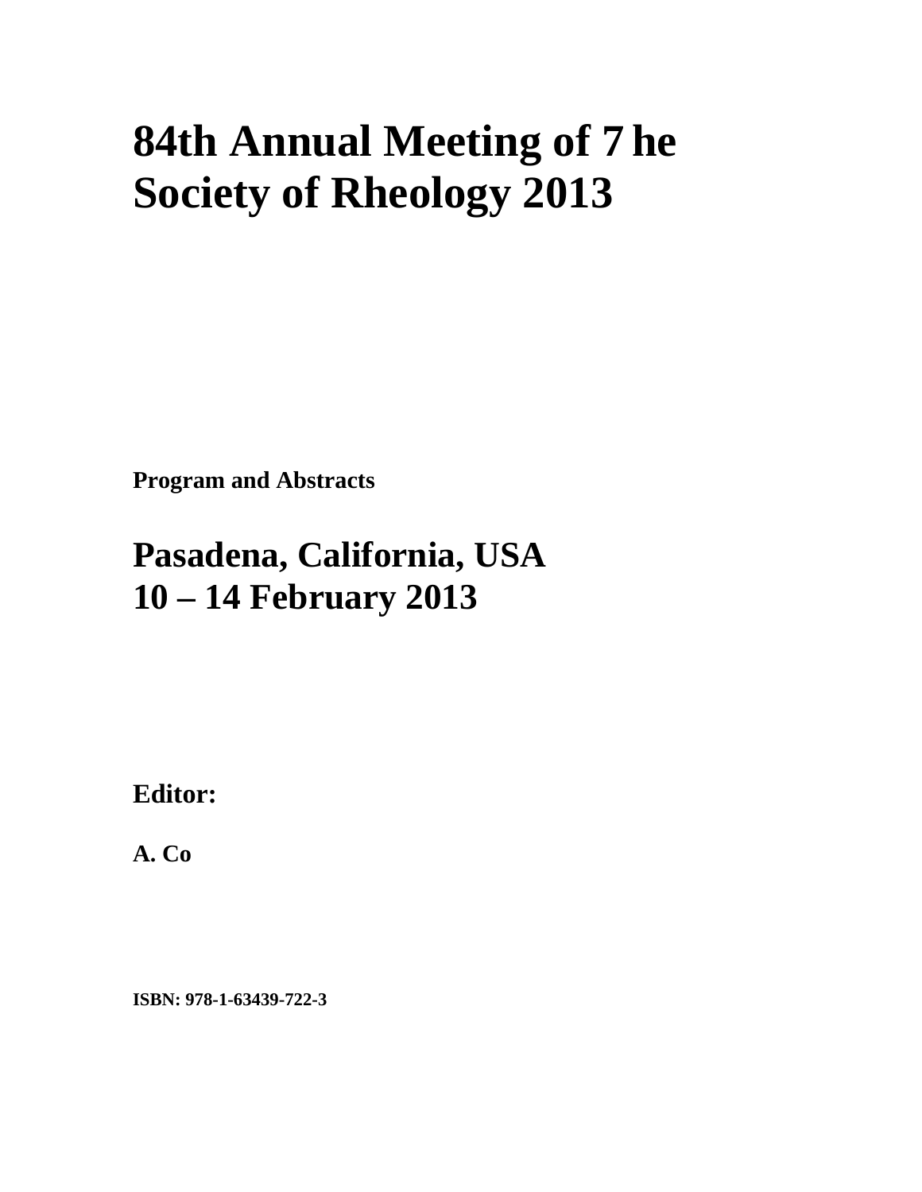# 84th Annual Meeting of 7 he Society of Rheology 2013

**Program and Abstracts**

## Pasadena, California, USA
## 10 – 14 February 2013

**Editor:**

**A. Co**

**ISBN: 978-1-63439-722-3**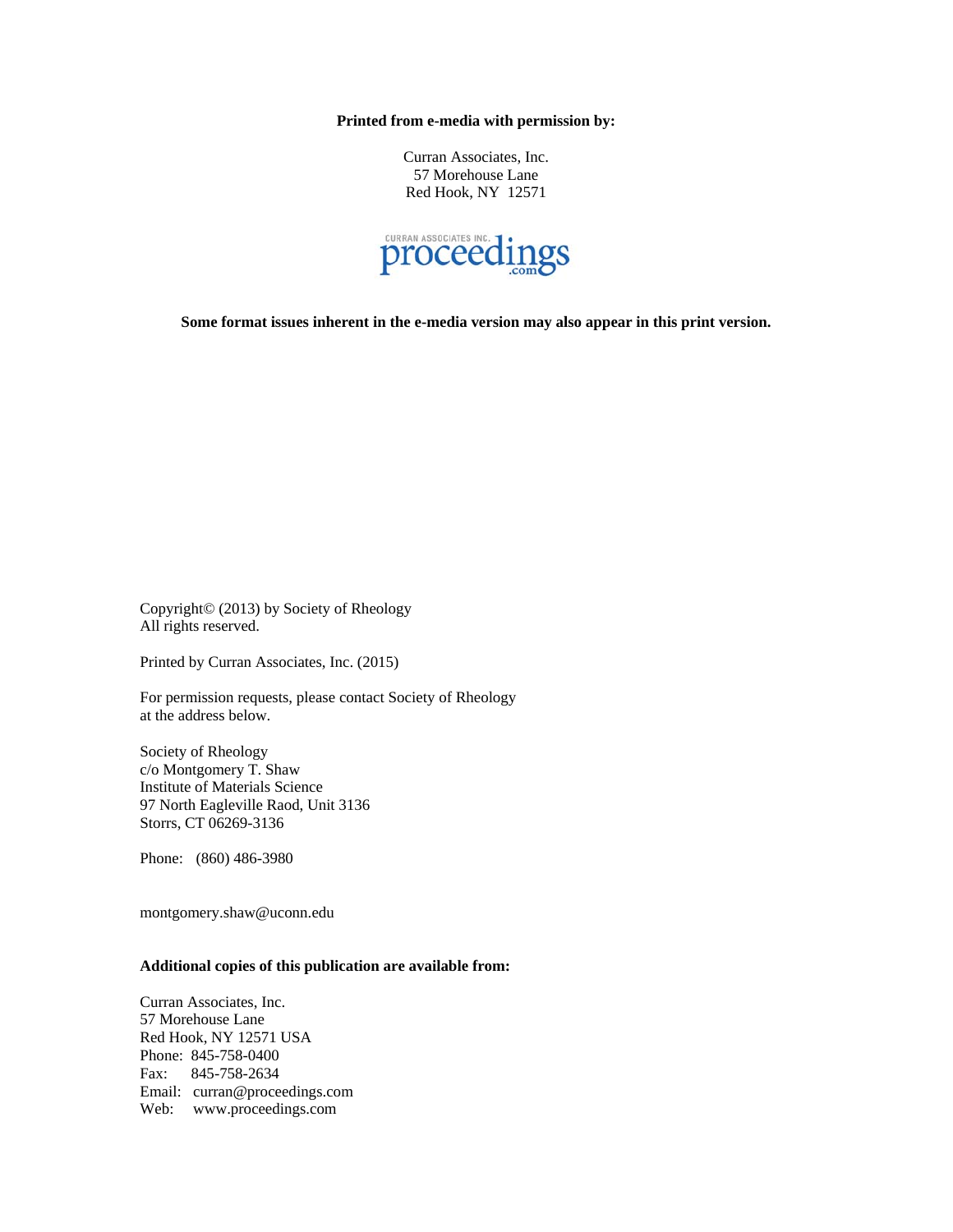**Printed from e-media with permission by:**

Curran Associates, Inc.
57 Morehouse Lane
Red Hook, NY 12571

**Some format issues inherent in the e-media version may also appear in this print version.**

Copyright© (2013) by Society of Rheology
All rights reserved.

Printed by Curran Associates, Inc. (2015)

For permission requests, please contact Society of Rheology
at the address below.

Society of Rheology
c/o Montgomery T. Shaw
Institute of Materials Science
97 North Eagleville Raod, Unit 3136
Storrs, CT 06269-3136

Phone: (860) 486-3980

montgomery.shaw@uconn.edu

**Additional copies of this publication are available from:**

Curran Associates, Inc.
57 Morehouse Lane
Red Hook, NY 12571 USA
Phone: 845-758-0400
Fax: 845-758-2634
Email: curran@proceedings.com
Web: www.proceedings.com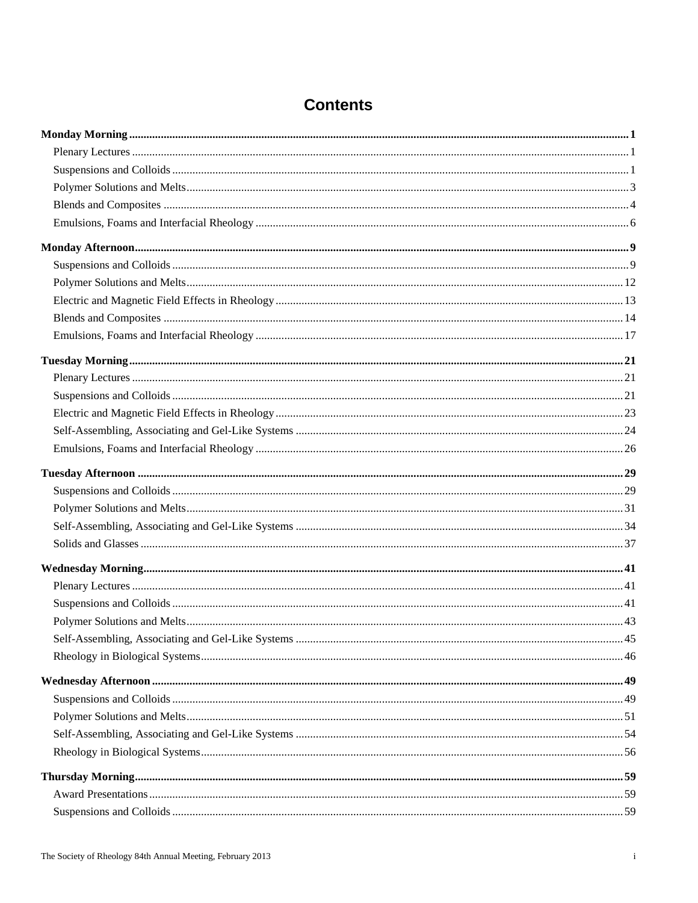# Contents

**Monday Morning** ............ **1**
- Plenary Lectures ............ 1
- Suspensions and Colloids ............ 1
- Polymer Solutions and Melts ............ 3
- Blends and Composites ............ 4
- Emulsions, Foams and Interfacial Rheology ............ 6

**Monday Afternoon** ............ **9**
- Suspensions and Colloids ............ 9
- Polymer Solutions and Melts ............ 12
- Electric and Magnetic Field Effects in Rheology ............ 13
- Blends and Composites ............ 14
- Emulsions, Foams and Interfacial Rheology ............ 17

**Tuesday Morning** ............ **21**
- Plenary Lectures ............ 21
- Suspensions and Colloids ............ 21
- Electric and Magnetic Field Effects in Rheology ............ 23
- Self-Assembling, Associating and Gel-Like Systems ............ 24
- Emulsions, Foams and Interfacial Rheology ............ 26

**Tuesday Afternoon** ............ **29**
- Suspensions and Colloids ............ 29
- Polymer Solutions and Melts ............ 31
- Self-Assembling, Associating and Gel-Like Systems ............ 34
- Solids and Glasses ............ 37

**Wednesday Morning** ............ **41**
- Plenary Lectures ............ 41
- Suspensions and Colloids ............ 41
- Polymer Solutions and Melts ............ 43
- Self-Assembling, Associating and Gel-Like Systems ............ 45
- Rheology in Biological Systems ............ 46

**Wednesday Afternoon** ............ **49**
- Suspensions and Colloids ............ 49
- Polymer Solutions and Melts ............ 51
- Self-Assembling, Associating and Gel-Like Systems ............ 54
- Rheology in Biological Systems ............ 56

**Thursday Morning** ............ **59**
- Award Presentations ............ 59
- Suspensions and Colloids ............ 59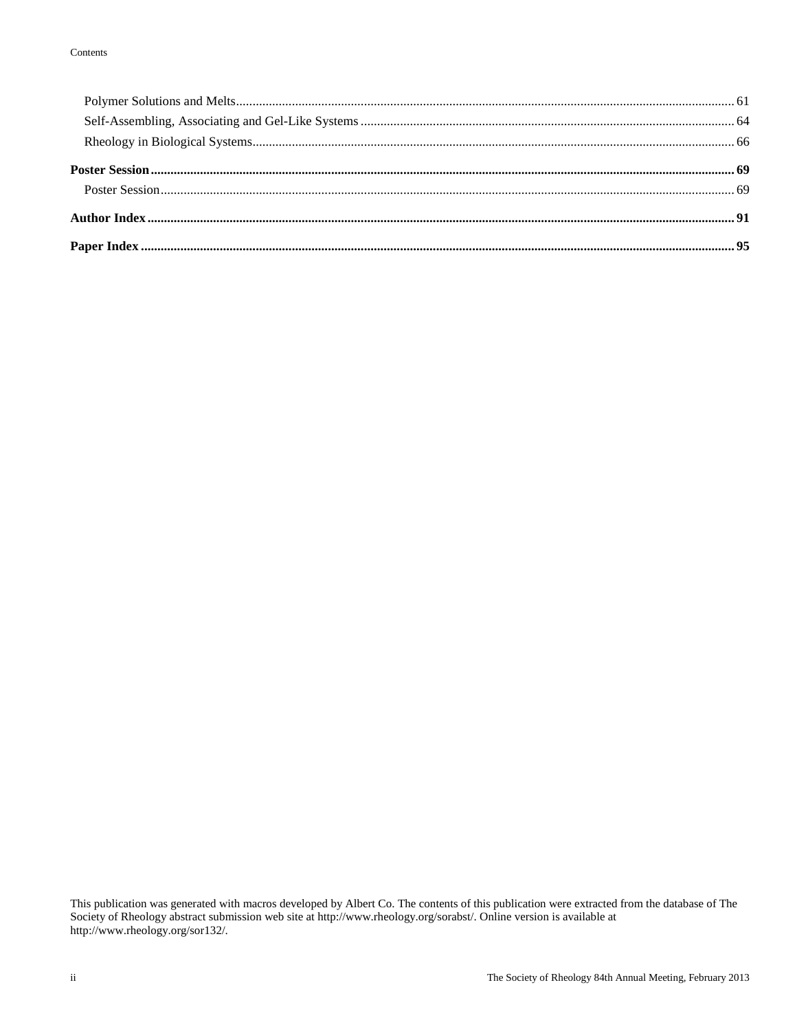Polymer Solutions and Melts ........................................................ 61
Self-Assembling, Associating and Gel-Like Systems ........................................................ 64
Rheology in Biological Systems ........................................................ 66

**Poster Session ........................................................ 69**
Poster Session ........................................................ 69

**Author Index ........................................................ 91**

**Paper Index ........................................................ 95**

This publication was generated with macros developed by Albert Co. The contents of this publication were extracted from the database of The Society of Rheology abstract submission web site at http://www.rheology.org/sorabst/. Online version is available at http://www.rheology.org/sor132/.